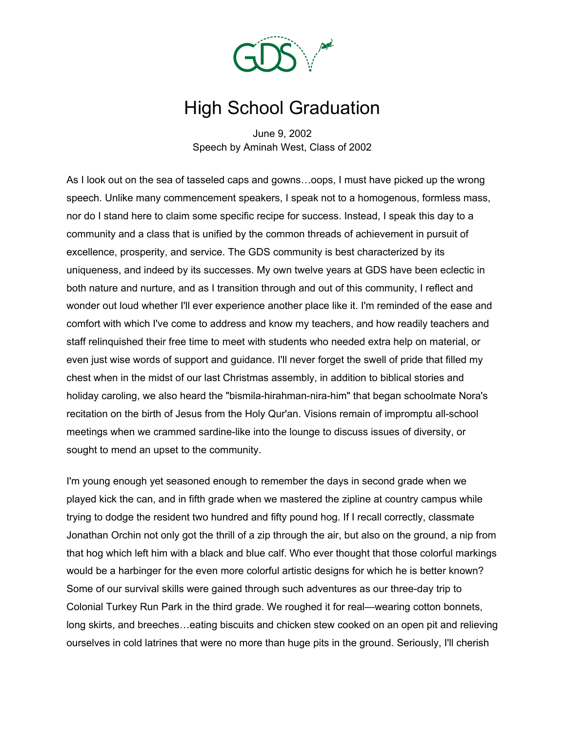# High School Graduation

June 9, 2002
Speech by Aminah West, Class of 2002

As I look out on the sea of tasseled caps and gowns…oops, I must have picked up the wrong speech. Unlike many commencement speakers, I speak not to a homogenous, formless mass, nor do I stand here to claim some specific recipe for success. Instead, I speak this day to a community and a class that is unified by the common threads of achievement in pursuit of excellence, prosperity, and service. The GDS community is best characterized by its uniqueness, and indeed by its successes. My own twelve years at GDS have been eclectic in both nature and nurture, and as I transition through and out of this community, I reflect and wonder out loud whether I'll ever experience another place like it. I'm reminded of the ease and comfort with which I've come to address and know my teachers, and how readily teachers and staff relinquished their free time to meet with students who needed extra help on material, or even just wise words of support and guidance. I'll never forget the swell of pride that filled my chest when in the midst of our last Christmas assembly, in addition to biblical stories and holiday caroling, we also heard the "bismila-hirahman-nira-him" that began schoolmate Nora's recitation on the birth of Jesus from the Holy Qur'an. Visions remain of impromptu all-school meetings when we crammed sardine-like into the lounge to discuss issues of diversity, or sought to mend an upset to the community.

I'm young enough yet seasoned enough to remember the days in second grade when we played kick the can, and in fifth grade when we mastered the zipline at country campus while trying to dodge the resident two hundred and fifty pound hog. If I recall correctly, classmate Jonathan Orchin not only got the thrill of a zip through the air, but also on the ground, a nip from that hog which left him with a black and blue calf. Who ever thought that those colorful markings would be a harbinger for the even more colorful artistic designs for which he is better known? Some of our survival skills were gained through such adventures as our three-day trip to Colonial Turkey Run Park in the third grade. We roughed it for real—wearing cotton bonnets, long skirts, and breeches…eating biscuits and chicken stew cooked on an open pit and relieving ourselves in cold latrines that were no more than huge pits in the ground. Seriously, I'll cherish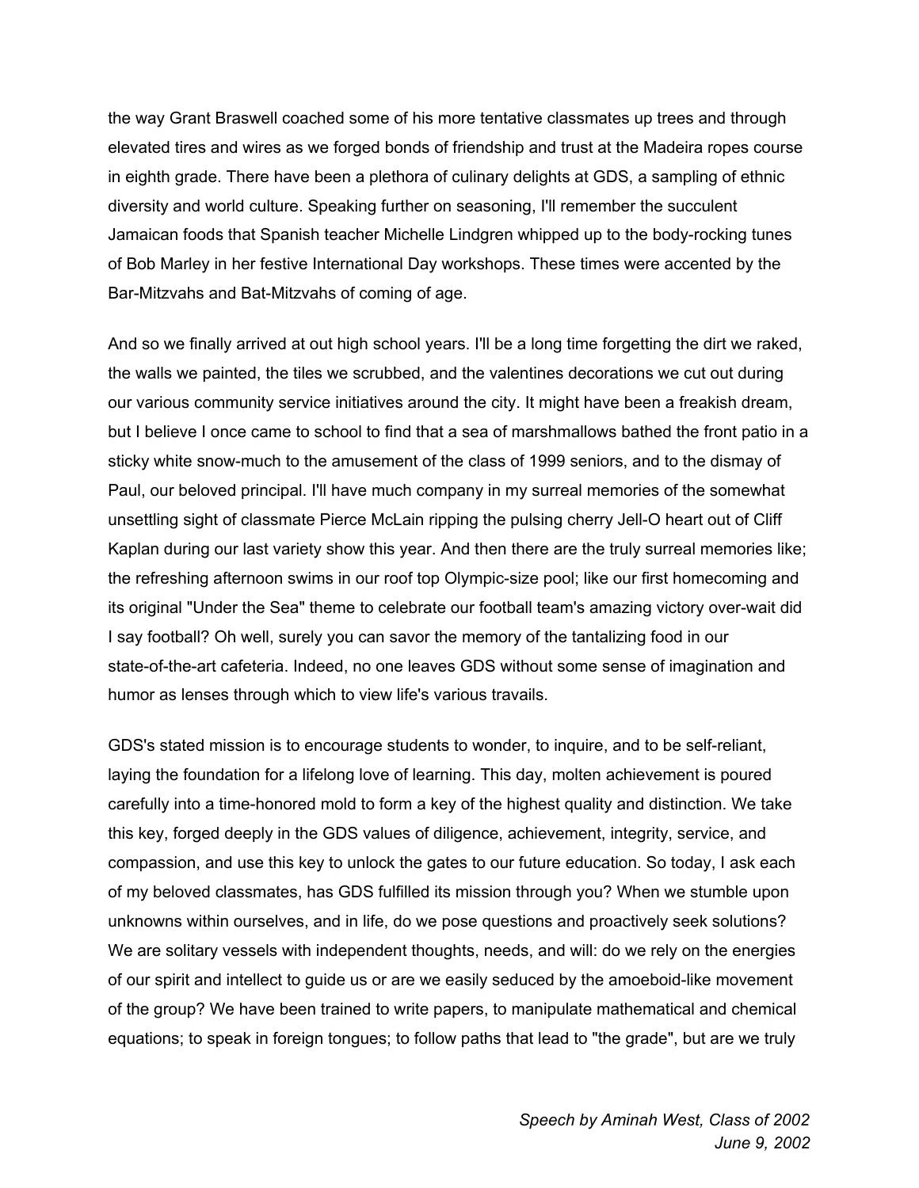the way Grant Braswell coached some of his more tentative classmates up trees and through elevated tires and wires as we forged bonds of friendship and trust at the Madeira ropes course in eighth grade. There have been a plethora of culinary delights at GDS, a sampling of ethnic diversity and world culture. Speaking further on seasoning, I'll remember the succulent Jamaican foods that Spanish teacher Michelle Lindgren whipped up to the body-rocking tunes of Bob Marley in her festive International Day workshops. These times were accented by the Bar-Mitzvahs and Bat-Mitzvahs of coming of age.

And so we finally arrived at out high school years. I'll be a long time forgetting the dirt we raked, the walls we painted, the tiles we scrubbed, and the valentines decorations we cut out during our various community service initiatives around the city. It might have been a freakish dream, but I believe I once came to school to find that a sea of marshmallows bathed the front patio in a sticky white snow-much to the amusement of the class of 1999 seniors, and to the dismay of Paul, our beloved principal. I'll have much company in my surreal memories of the somewhat unsettling sight of classmate Pierce McLain ripping the pulsing cherry Jell-O heart out of Cliff Kaplan during our last variety show this year. And then there are the truly surreal memories like; the refreshing afternoon swims in our roof top Olympic-size pool; like our first homecoming and its original "Under the Sea" theme to celebrate our football team's amazing victory over-wait did I say football? Oh well, surely you can savor the memory of the tantalizing food in our state-of-the-art cafeteria. Indeed, no one leaves GDS without some sense of imagination and humor as lenses through which to view life's various travails.

GDS's stated mission is to encourage students to wonder, to inquire, and to be self-reliant, laying the foundation for a lifelong love of learning. This day, molten achievement is poured carefully into a time-honored mold to form a key of the highest quality and distinction. We take this key, forged deeply in the GDS values of diligence, achievement, integrity, service, and compassion, and use this key to unlock the gates to our future education. So today, I ask each of my beloved classmates, has GDS fulfilled its mission through you? When we stumble upon unknowns within ourselves, and in life, do we pose questions and proactively seek solutions? We are solitary vessels with independent thoughts, needs, and will: do we rely on the energies of our spirit and intellect to guide us or are we easily seduced by the amoeboid-like movement of the group? We have been trained to write papers, to manipulate mathematical and chemical equations; to speak in foreign tongues; to follow paths that lead to "the grade", but are we truly

*Speech by Aminah West, Class of 2002*
*June 9, 2002*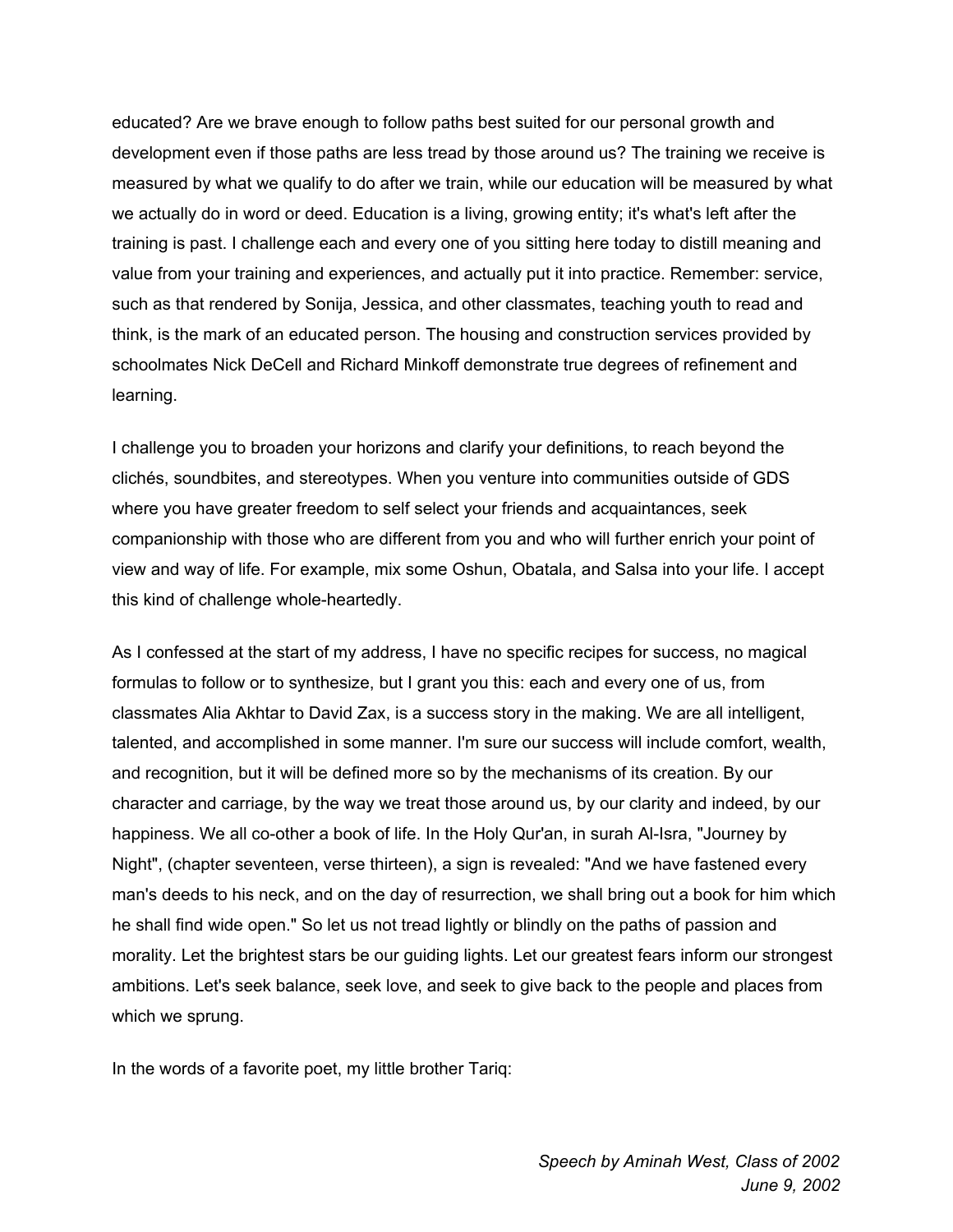educated? Are we brave enough to follow paths best suited for our personal growth and development even if those paths are less tread by those around us? The training we receive is measured by what we qualify to do after we train, while our education will be measured by what we actually do in word or deed. Education is a living, growing entity; it's what's left after the training is past. I challenge each and every one of you sitting here today to distill meaning and value from your training and experiences, and actually put it into practice. Remember: service, such as that rendered by Sonija, Jessica, and other classmates, teaching youth to read and think, is the mark of an educated person. The housing and construction services provided by schoolmates Nick DeCell and Richard Minkoff demonstrate true degrees of refinement and learning.

I challenge you to broaden your horizons and clarify your definitions, to reach beyond the clichés, soundbites, and stereotypes. When you venture into communities outside of GDS where you have greater freedom to self select your friends and acquaintances, seek companionship with those who are different from you and who will further enrich your point of view and way of life. For example, mix some Oshun, Obatala, and Salsa into your life. I accept this kind of challenge whole-heartedly.

As I confessed at the start of my address, I have no specific recipes for success, no magical formulas to follow or to synthesize, but I grant you this: each and every one of us, from classmates Alia Akhtar to David Zax, is a success story in the making. We are all intelligent, talented, and accomplished in some manner. I'm sure our success will include comfort, wealth, and recognition, but it will be defined more so by the mechanisms of its creation. By our character and carriage, by the way we treat those around us, by our clarity and indeed, by our happiness. We all co-other a book of life. In the Holy Qur'an, in surah Al-Isra, "Journey by Night", (chapter seventeen, verse thirteen), a sign is revealed: "And we have fastened every man's deeds to his neck, and on the day of resurrection, we shall bring out a book for him which he shall find wide open." So let us not tread lightly or blindly on the paths of passion and morality. Let the brightest stars be our guiding lights. Let our greatest fears inform our strongest ambitions. Let's seek balance, seek love, and seek to give back to the people and places from which we sprung.

In the words of a favorite poet, my little brother Tariq: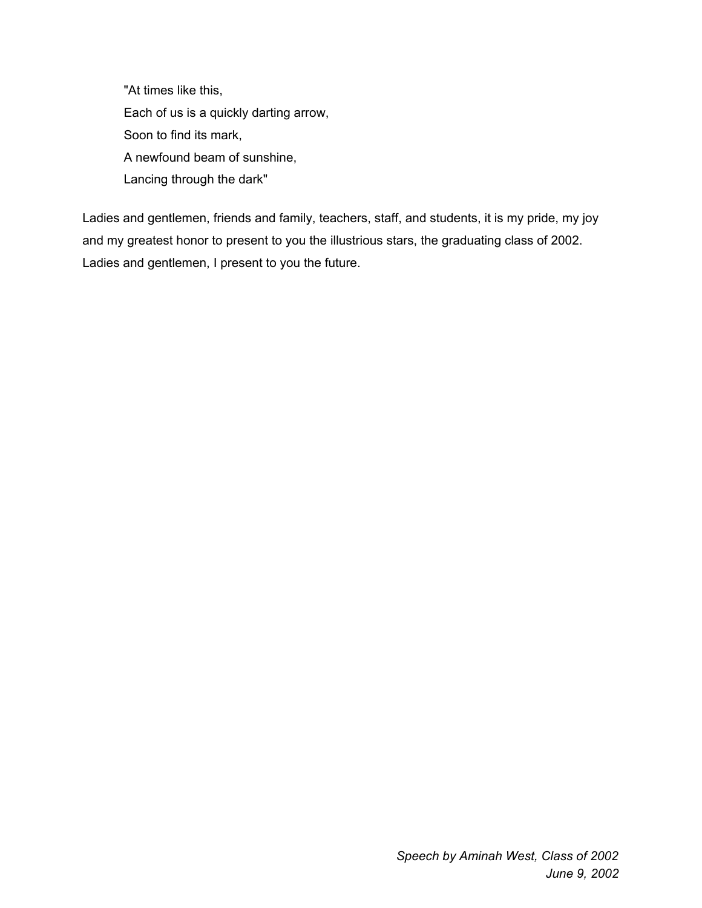> "At times like this,
> Each of us is a quickly darting arrow,
> Soon to find its mark,
> A newfound beam of sunshine,
> Lancing through the dark"

Ladies and gentlemen, friends and family, teachers, staff, and students, it is my pride, my joy and my greatest honor to present to you the illustrious stars, the graduating class of 2002. Ladies and gentlemen, I present to you the future.

*Speech by Aminah West, Class of 2002*
*June 9, 2002*